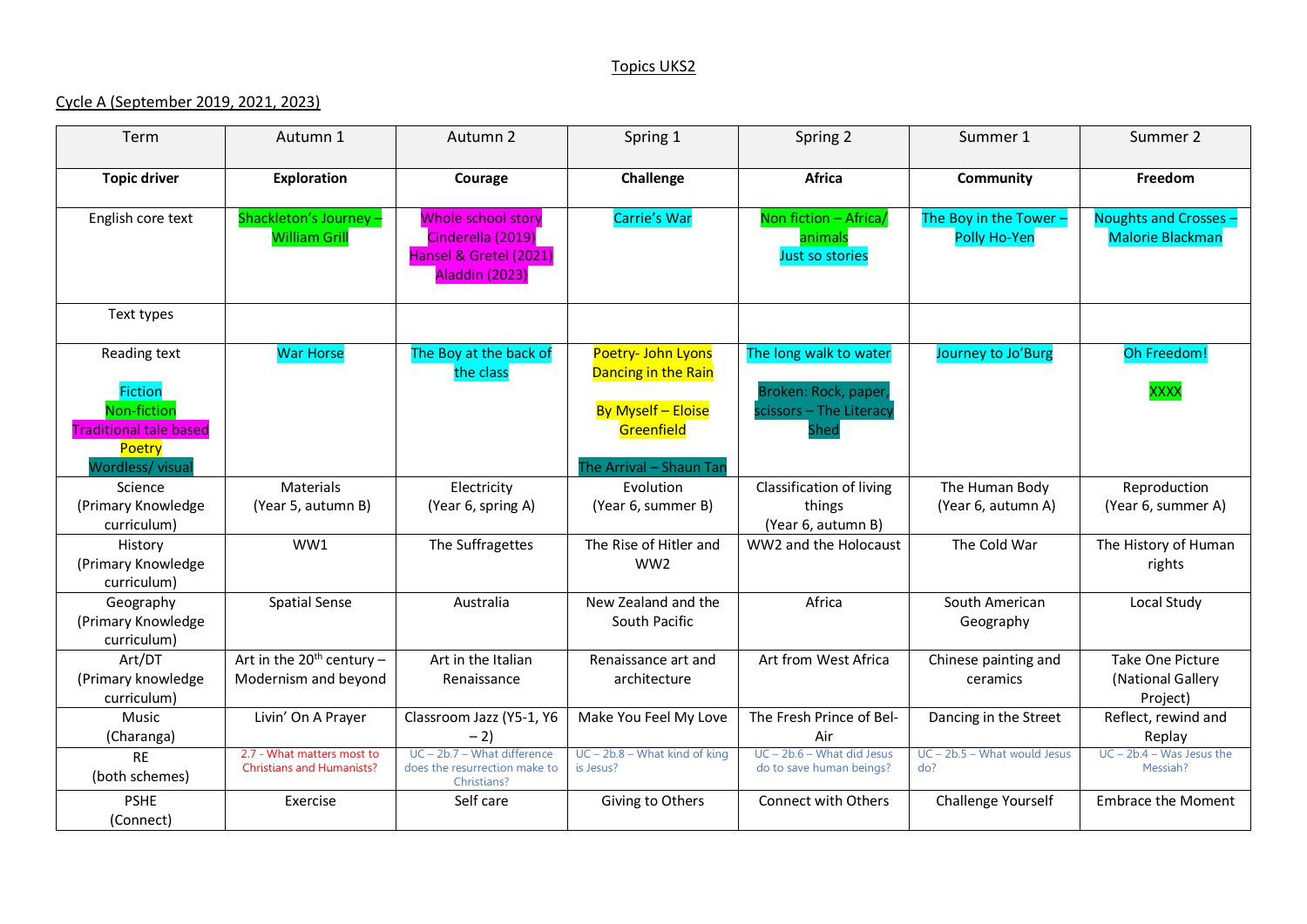Topics UKS2

Cycle A (September 2019, 2021, 2023)

| Term | Autumn 1 | Autumn 2 | Spring 1 | Spring 2 | Summer 1 | Summer 2 |
|---|---|---|---|---|---|---|
| **Topic driver** | **Exploration** | **Courage** | **Challenge** | **Africa** | **Community** | **Freedom** |
| English core text | Shackleton's Journey – William Grill | Whole school story Cinderella (2019) Hansel & Gretel (2021) Aladdin (2023) | Carrie's War | Non fiction – Africa/ animals Just so stories | The Boy in the Tower – Polly Ho-Yen | Noughts and Crosses – Malorie Blackman |
| Text types | | | | | | |
| Reading text<br>Fiction<br>Non-fiction<br>Traditional tale based<br>Poetry<br>Wordless/ visual | War Horse | The Boy at the back of the class | Poetry- John Lyons Dancing in the Rain<br>By Myself – Eloise Greenfield<br>The Arrival – Shaun Tan | The long walk to water<br>Broken: Rock, paper, scissors – The Literacy Shed | Journey to Jo'Burg | Oh Freedom!<br>XXXX |
| Science (Primary Knowledge curriculum) | Materials (Year 5, autumn B) | Electricity (Year 6, spring A) | Evolution (Year 6, summer B) | Classification of living things (Year 6, autumn B) | The Human Body (Year 6, autumn A) | Reproduction (Year 6, summer A) |
| History (Primary Knowledge curriculum) | WW1 | The Suffragettes | The Rise of Hitler and WW2 | WW2 and the Holocaust | The Cold War | The History of Human rights |
| Geography (Primary Knowledge curriculum) | Spatial Sense | Australia | New Zealand and the South Pacific | Africa | South American Geography | Local Study |
| Art/DT (Primary knowledge curriculum) | Art in the 20th century – Modernism and beyond | Art in the Italian Renaissance | Renaissance art and architecture | Art from West Africa | Chinese painting and ceramics | Take One Picture (National Gallery Project) |
| Music (Charanga) | Livin' On A Prayer | Classroom Jazz (Y5-1, Y6 – 2) | Make You Feel My Love | The Fresh Prince of Bel-Air | Dancing in the Street | Reflect, rewind and Replay |
| RE (both schemes) | 2.7 - What matters most to Christians and Humanists? | UC – 2b.7 – What difference does the resurrection make to Christians? | UC – 2b.8 – What kind of king is Jesus? | UC – 2b.6 – What did Jesus do to save human beings? | UC – 2b.5 – What would Jesus do? | UC – 2b.4 – Was Jesus the Messiah? |
| PSHE (Connect) | Exercise | Self care | Giving to Others | Connect with Others | Challenge Yourself | Embrace the Moment |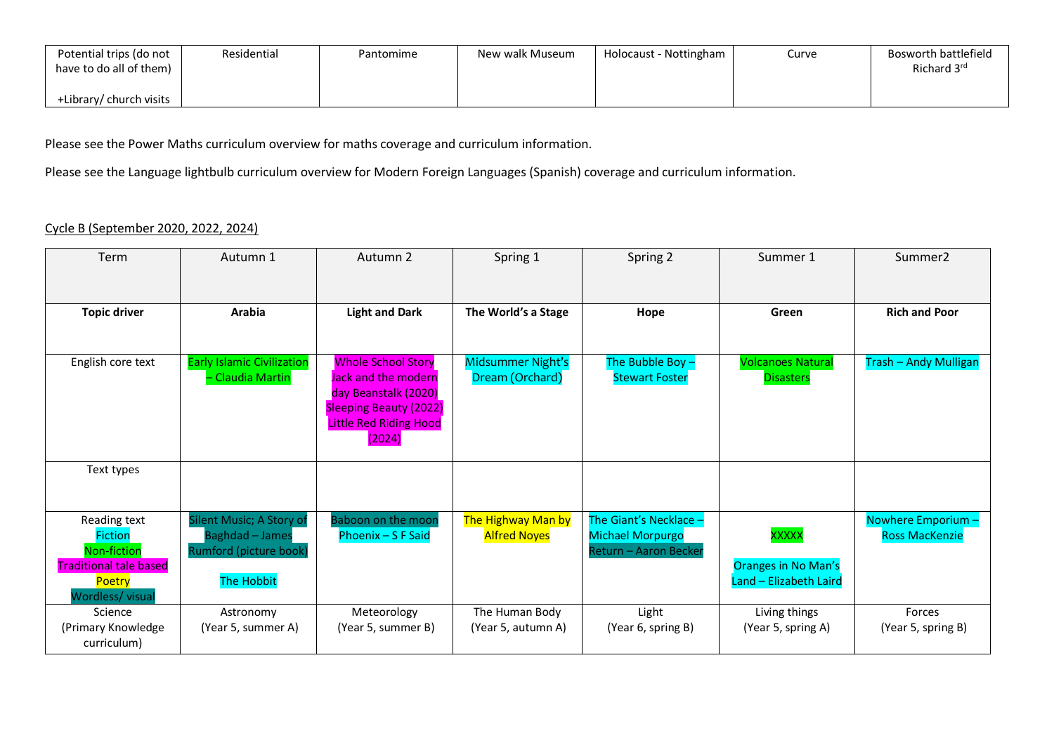| Potential trips (do not have to do all of them)<br><br>+Library/ church visits | Residential | Pantomime | New walk Museum | Holocaust - Nottingham | Curve | Bosworth battlefield Richard 3rd |
|---|---|---|---|---|---|---|

Please see the Power Maths curriculum overview for maths coverage and curriculum information.

Please see the Language lightbulb curriculum overview for Modern Foreign Languages (Spanish) coverage and curriculum information.

Cycle B (September 2020, 2022, 2024)

| Term | Autumn 1 | Autumn 2 | Spring 1 | Spring 2 | Summer 1 | Summer2 |
|---|---|---|---|---|---|---|
| **Topic driver** | **Arabia** | **Light and Dark** | **The World's a Stage** | **Hope** | **Green** | **Rich and Poor** |
| English core text | Early Islamic Civilization – Claudia Martin | Whole School Story Jack and the modern day Beanstalk (2020) Sleeping Beauty (2022) Little Red Riding Hood (2024) | Midsummer Night's Dream (Orchard) | The Bubble Boy – Stewart Foster | Volcanoes Natural Disasters | Trash – Andy Mulligan |
| Text types | | | | | | |
| Reading text<br>Fiction<br>Non-fiction<br>Traditional tale based<br>Poetry<br>Wordless/ visual | Silent Music; A Story of Baghdad – James Rumford (picture book)<br><br>The Hobbit | Baboon on the moon<br>Phoenix – S F Said | The Highway Man by Alfred Noyes | The Giant's Necklace – Michael Morpurgo<br>Return – Aaron Becker | XXXXX<br><br>Oranges in No Man's Land – Elizabeth Laird | Nowhere Emporium – Ross MacKenzie |
| Science (Primary Knowledge curriculum) | Astronomy (Year 5, summer A) | Meteorology (Year 5, summer B) | The Human Body (Year 5, autumn A) | Light (Year 6, spring B) | Living things (Year 5, spring A) | Forces (Year 5, spring B) |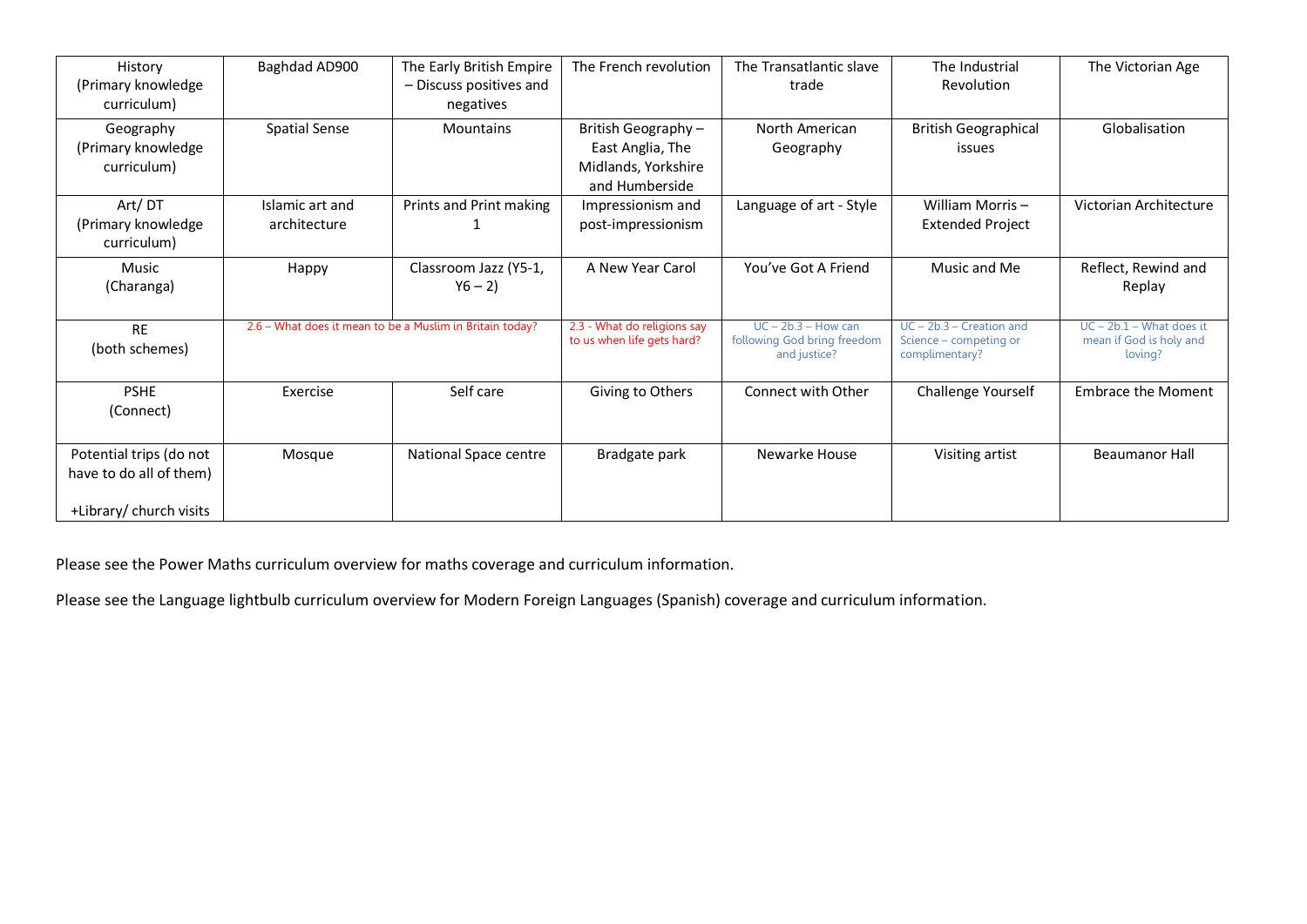| | | | | | | |
|---|---|---|---|---|---|---|
| History (Primary knowledge curriculum) | Baghdad AD900 | The Early British Empire – Discuss positives and negatives | The French revolution | The Transatlantic slave trade | The Industrial Revolution | The Victorian Age |
| Geography (Primary knowledge curriculum) | Spatial Sense | Mountains | British Geography – East Anglia, The Midlands, Yorkshire and Humberside | North American Geography | British Geographical issues | Globalisation |
| Art/ DT (Primary knowledge curriculum) | Islamic art and architecture | Prints and Print making 1 | Impressionism and post-impressionism | Language of art - Style | William Morris – Extended Project | Victorian Architecture |
| Music (Charanga) | Happy | Classroom Jazz (Y5-1, Y6 – 2) | A New Year Carol | You've Got A Friend | Music and Me | Reflect, Rewind and Replay |
| RE (both schemes) | 2.6 – What does it mean to be a Muslim in Britain today? | | 2.3 - What do religions say to us when life gets hard? | UC – 2b.3 – How can following God bring freedom and justice? | UC – 2b.3 – Creation and Science – competing or complimentary? | UC – 2b.1 – What does it mean if God is holy and loving? |
| PSHE (Connect) | Exercise | Self care | Giving to Others | Connect with Other | Challenge Yourself | Embrace the Moment |
| Potential trips (do not have to do all of them) +Library/ church visits | Mosque | National Space centre | Bradgate park | Newarke House | Visiting artist | Beaumanor Hall |

Please see the Power Maths curriculum overview for maths coverage and curriculum information.

Please see the Language lightbulb curriculum overview for Modern Foreign Languages (Spanish) coverage and curriculum information.